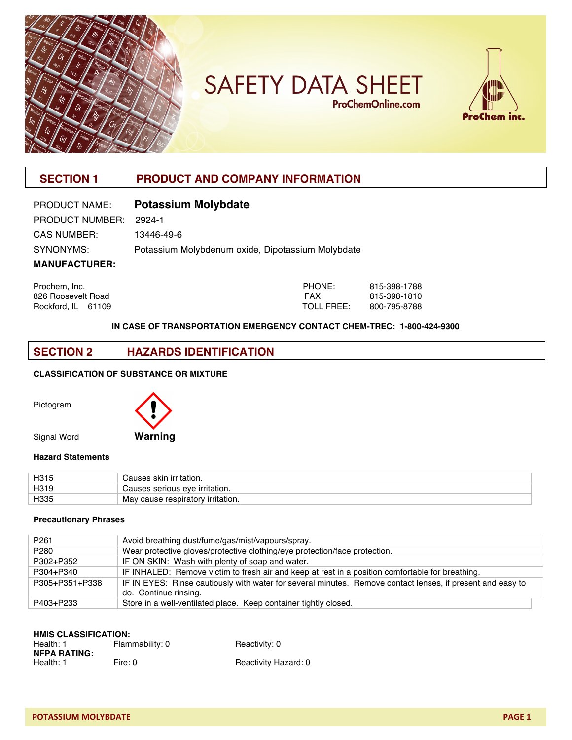# SAFETY DATA SHEET

ProChemOnline.com

## SECTION 1 PRODUCT AND COMPANY INFORMATION

PRODUCT NAME: **Potassium Molybdate**

PRODUCT NUMBER: 2924-1

CAS NUMBER: 13446-49-6

SYNONYMS: Potassium Molybdenum oxide, Dipotassium Molybdate

**MANUFACTURER:**

Prochem, Inc.
826 Roosevelt Road
Rockford, IL 61109

PHONE: 815-398-1788
FAX: 815-398-1810
TOLL FREE: 800-795-8788

**IN CASE OF TRANSPORTATION EMERGENCY CONTACT CHEM-TREC: 1-800-424-9300**

## SECTION 2 HAZARDS IDENTIFICATION

**CLASSIFICATION OF SUBSTANCE OR MIXTURE**

Pictogram

Signal Word **Warning**

**Hazard Statements**

| | |
|---|---|
| H315 | Causes skin irritation. |
| H319 | Causes serious eye irritation. |
| H335 | May cause respiratory irritation. |

**Precautionary Phrases**

| | |
|---|---|
| P261 | Avoid breathing dust/fume/gas/mist/vapours/spray. |
| P280 | Wear protective gloves/protective clothing/eye protection/face protection. |
| P302+P352 | IF ON SKIN: Wash with plenty of soap and water. |
| P304+P340 | IF INHALED: Remove victim to fresh air and keep at rest in a position comfortable for breathing. |
| P305+P351+P338 | IF IN EYES: Rinse cautiously with water for several minutes. Remove contact lenses, if present and easy to do. Continue rinsing. |
| P403+P233 | Store in a well-ventilated place. Keep container tightly closed. |

**HMIS CLASSIFICATION:**
Health: 1 Flammability: 0 Reactivity: 0

**NFPA RATING:**
Health: 1 Fire: 0 Reactivity Hazard: 0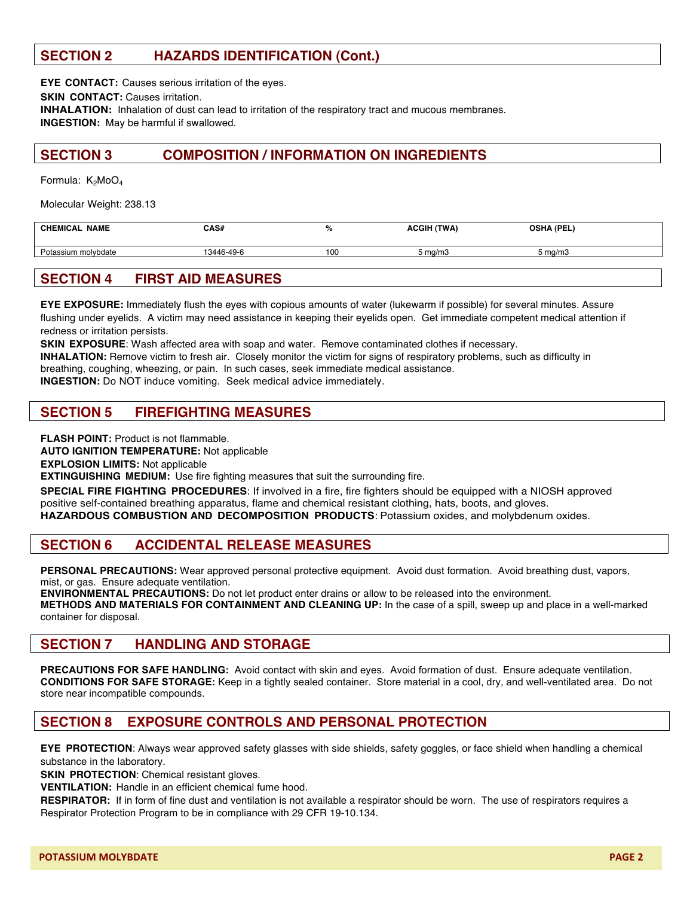## SECTION 2 HAZARDS IDENTIFICATION (Cont.)

**EYE CONTACT:** Causes serious irritation of the eyes.
**SKIN CONTACT:** Causes irritation.
**INHALATION:** Inhalation of dust can lead to irritation of the respiratory tract and mucous membranes.
**INGESTION:** May be harmful if swallowed.

## SECTION 3 COMPOSITION / INFORMATION ON INGREDIENTS

Formula: $K_2MoO_4$

Molecular Weight: 238.13

| CHEMICAL NAME | CAS# | % | ACGIH (TWA) | OSHA (PEL) |
|---|---|---|---|---|
| Potassium molybdate | 13446-49-6 | 100 | 5 mg/m3 | 5 mg/m3 |

## SECTION 4 FIRST AID MEASURES

**EYE EXPOSURE:** Immediately flush the eyes with copious amounts of water (lukewarm if possible) for several minutes. Assure flushing under eyelids. A victim may need assistance in keeping their eyelids open. Get immediate competent medical attention if redness or irritation persists.
**SKIN EXPOSURE**: Wash affected area with soap and water. Remove contaminated clothes if necessary.
**INHALATION:** Remove victim to fresh air. Closely monitor the victim for signs of respiratory problems, such as difficulty in breathing, coughing, wheezing, or pain. In such cases, seek immediate medical assistance.
**INGESTION:** Do NOT induce vomiting. Seek medical advice immediately.

## SECTION 5 FIREFIGHTING MEASURES

**FLASH POINT:** Product is not flammable.
**AUTO IGNITION TEMPERATURE:** Not applicable
**EXPLOSION LIMITS:** Not applicable
**EXTINGUISHING MEDIUM:** Use fire fighting measures that suit the surrounding fire.
**SPECIAL FIRE FIGHTING PROCEDURES**: If involved in a fire, fire fighters should be equipped with a NIOSH approved positive self-contained breathing apparatus, flame and chemical resistant clothing, hats, boots, and gloves.
**HAZARDOUS COMBUSTION AND DECOMPOSITION PRODUCTS**: Potassium oxides, and molybdenum oxides.

## SECTION 6 ACCIDENTAL RELEASE MEASURES

**PERSONAL PRECAUTIONS:** Wear approved personal protective equipment. Avoid dust formation. Avoid breathing dust, vapors, mist, or gas. Ensure adequate ventilation.
**ENVIRONMENTAL PRECAUTIONS:** Do not let product enter drains or allow to be released into the environment.
**METHODS AND MATERIALS FOR CONTAINMENT AND CLEANING UP:** In the case of a spill, sweep up and place in a well-marked container for disposal.

## SECTION 7 HANDLING AND STORAGE

**PRECAUTIONS FOR SAFE HANDLING:** Avoid contact with skin and eyes. Avoid formation of dust. Ensure adequate ventilation.
**CONDITIONS FOR SAFE STORAGE:** Keep in a tightly sealed container. Store material in a cool, dry, and well-ventilated area. Do not store near incompatible compounds.

## SECTION 8 EXPOSURE CONTROLS AND PERSONAL PROTECTION

**EYE PROTECTION**: Always wear approved safety glasses with side shields, safety goggles, or face shield when handling a chemical substance in the laboratory.
**SKIN PROTECTION**: Chemical resistant gloves.
**VENTILATION:** Handle in an efficient chemical fume hood.
**RESPIRATOR:** If in form of fine dust and ventilation is not available a respirator should be worn. The use of respirators requires a Respirator Protection Program to be in compliance with 29 CFR 19-10.134.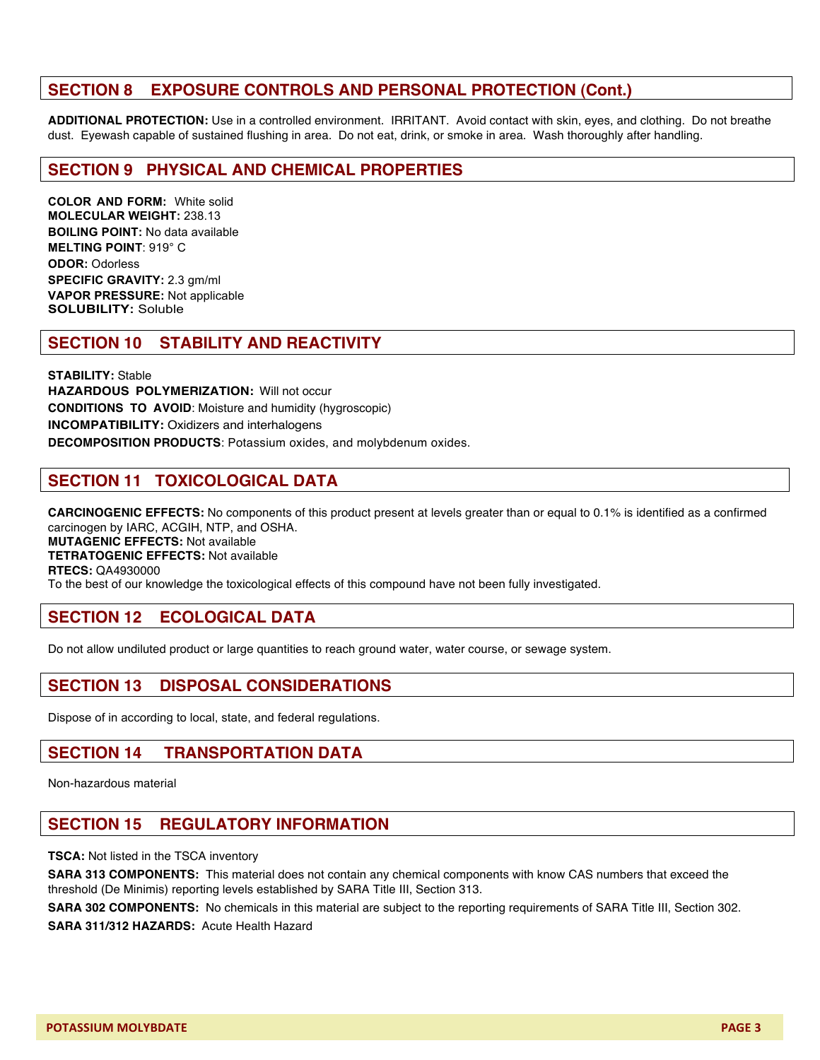## SECTION 8 EXPOSURE CONTROLS AND PERSONAL PROTECTION (Cont.)

**ADDITIONAL PROTECTION:** Use in a controlled environment. IRRITANT. Avoid contact with skin, eyes, and clothing. Do not breathe dust. Eyewash capable of sustained flushing in area. Do not eat, drink, or smoke in area. Wash thoroughly after handling.

## SECTION 9 PHYSICAL AND CHEMICAL PROPERTIES

**COLOR AND FORM:** White solid
**MOLECULAR WEIGHT:** 238.13
**BOILING POINT:** No data available
**MELTING POINT**: 919° C
**ODOR:** Odorless
**SPECIFIC GRAVITY:** 2.3 gm/ml
**VAPOR PRESSURE:** Not applicable
**SOLUBILITY:** Soluble

## SECTION 10 STABILITY AND REACTIVITY

**STABILITY:** Stable
**HAZARDOUS POLYMERIZATION:** Will not occur
**CONDITIONS TO AVOID**: Moisture and humidity (hygroscopic)
**INCOMPATIBILITY:** Oxidizers and interhalogens
**DECOMPOSITION PRODUCTS**: Potassium oxides, and molybdenum oxides.

## SECTION 11 TOXICOLOGICAL DATA

**CARCINOGENIC EFFECTS:** No components of this product present at levels greater than or equal to 0.1% is identified as a confirmed carcinogen by IARC, ACGIH, NTP, and OSHA.
**MUTAGENIC EFFECTS:** Not available
**TETRATOGENIC EFFECTS:** Not available
**RTECS:** QA4930000
To the best of our knowledge the toxicological effects of this compound have not been fully investigated.

## SECTION 12 ECOLOGICAL DATA

Do not allow undiluted product or large quantities to reach ground water, water course, or sewage system.

## SECTION 13 DISPOSAL CONSIDERATIONS

Dispose of in according to local, state, and federal regulations.

## SECTION 14 TRANSPORTATION DATA

Non-hazardous material

## SECTION 15 REGULATORY INFORMATION

**TSCA:** Not listed in the TSCA inventory

**SARA 313 COMPONENTS:** This material does not contain any chemical components with know CAS numbers that exceed the threshold (De Minimis) reporting levels established by SARA Title III, Section 313.

**SARA 302 COMPONENTS:** No chemicals in this material are subject to the reporting requirements of SARA Title III, Section 302.

**SARA 311/312 HAZARDS:** Acute Health Hazard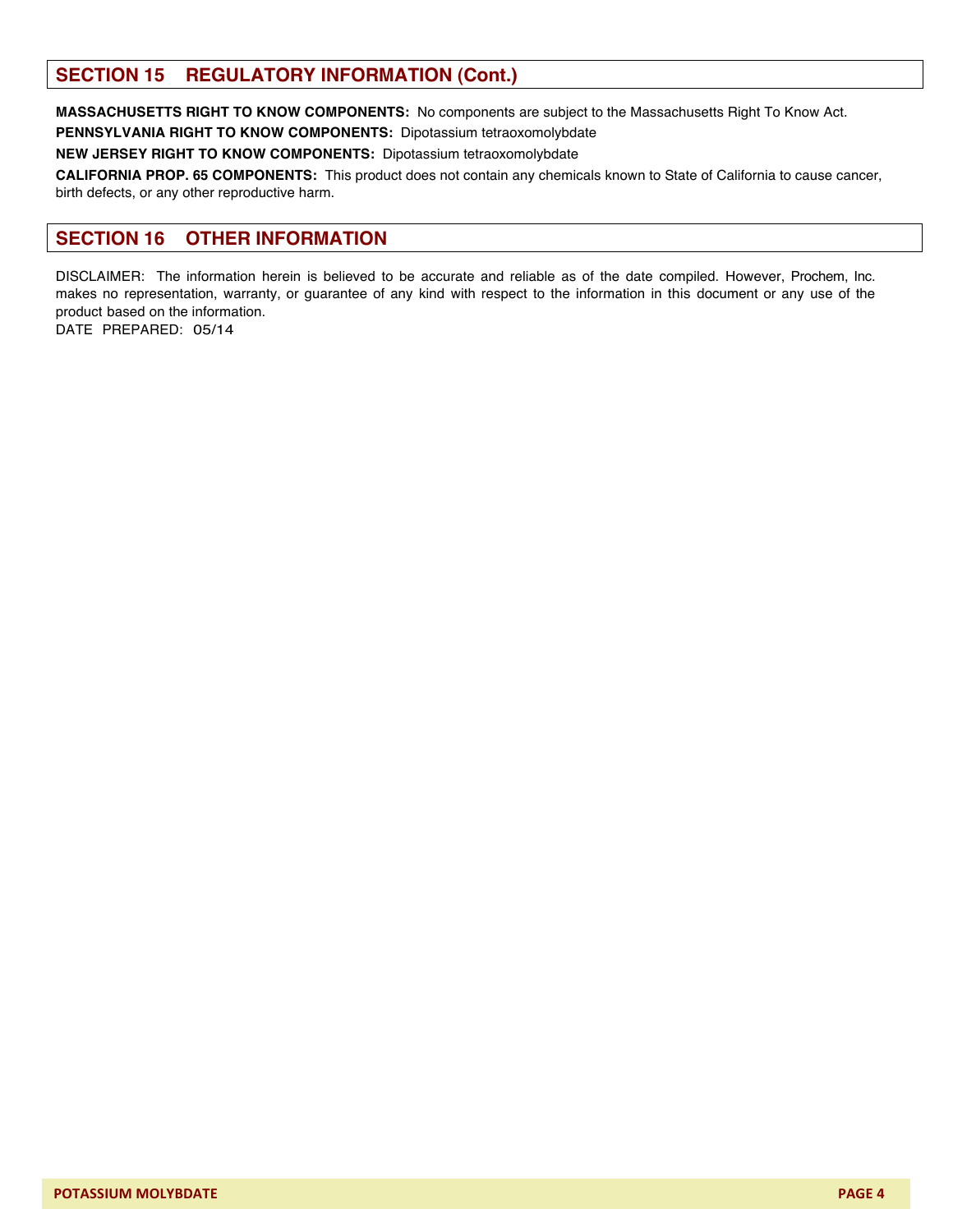## SECTION 15 REGULATORY INFORMATION (Cont.)

**MASSACHUSETTS RIGHT TO KNOW COMPONENTS:** No components are subject to the Massachusetts Right To Know Act.

**PENNSYLVANIA RIGHT TO KNOW COMPONENTS:** Dipotassium tetraoxomolybdate

**NEW JERSEY RIGHT TO KNOW COMPONENTS:** Dipotassium tetraoxomolybdate

**CALIFORNIA PROP. 65 COMPONENTS:** This product does not contain any chemicals known to State of California to cause cancer, birth defects, or any other reproductive harm.

## SECTION 16 OTHER INFORMATION

DISCLAIMER: The information herein is believed to be accurate and reliable as of the date compiled. However, Prochem, Inc. makes no representation, warranty, or guarantee of any kind with respect to the information in this document or any use of the product based on the information.

DATE PREPARED: 05/14